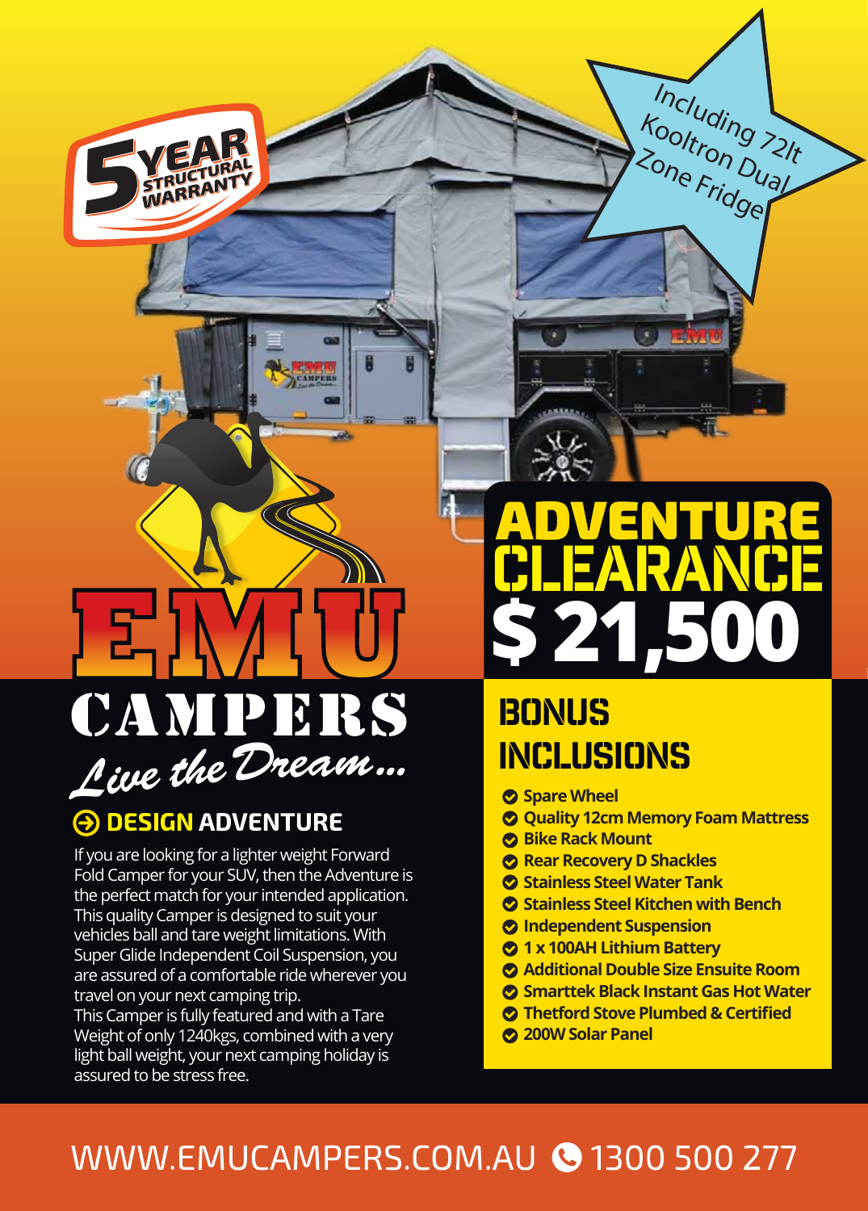5 YEAR STRUCTURAL WARRANTY

Including 72lt Kooltron Dual Zone Fridge

# EMU CAMPERS

*Live the Dream...*

# ADVENTURE CLEARANCE

# $ 21,500

## DESIGN ADVENTURE

If you are looking for a lighter weight Forward Fold Camper for your SUV, then the Adventure is the perfect match for your intended application. This quality Camper is designed to suit your vehicles ball and tare weight limitations. With Super Glide Independent Coil Suspension, you are assured of a comfortable ride wherever you travel on your next camping trip.
This Camper is fully featured and with a Tare Weight of only 1240kgs, combined with a very light ball weight, your next camping holiday is assured to be stress free.

## BONUS INCLUSIONS

- **Spare Wheel**
- **Quality 12cm Memory Foam Mattress**
- **Bike Rack Mount**
- **Rear Recovery D Shackles**
- **Stainless Steel Water Tank**
- **Stainless Steel Kitchen with Bench**
- **Independent Suspension**
- **1 x 100AH Lithium Battery**
- **Additional Double Size Ensuite Room**
- **Smarttek Black Instant Gas Hot Water**
- **Thetford Stove Plumbed & Certified**
- **200W Solar Panel**

WWW.EMUCAMPERS.COM.AU 1300 500 277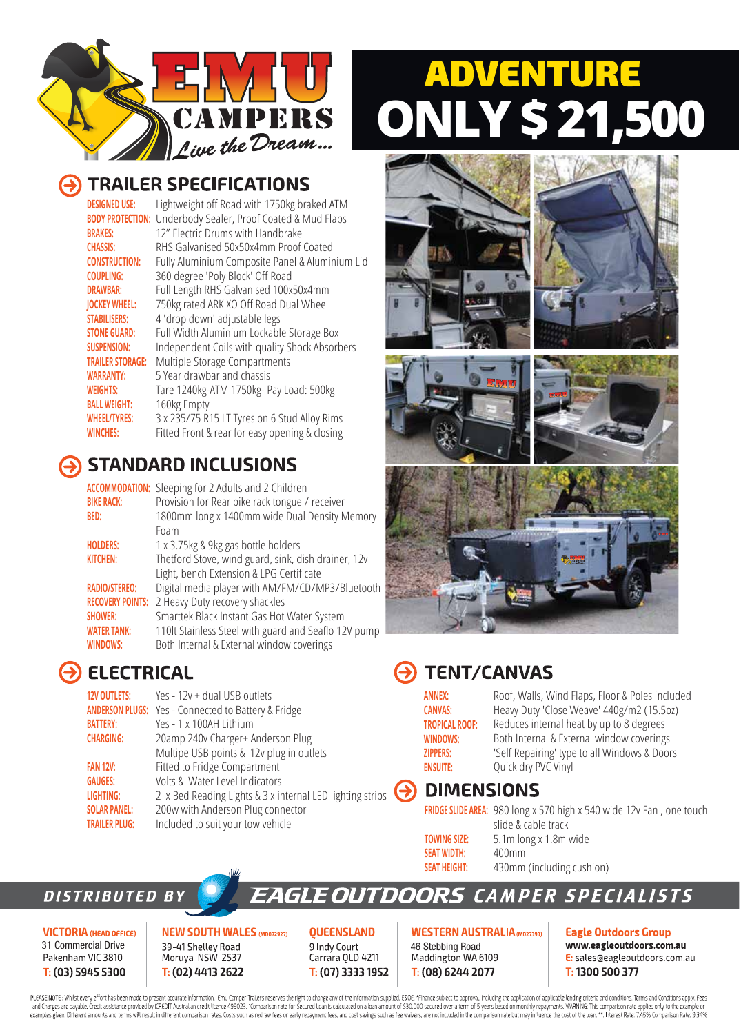# EMU CAMPERS

*Live the Dream...*

# ADVENTURE ONLY $ 21,500

## TRAILER SPECIFICATIONS

| | |
|---|---|
| DESIGNED USE: | Lightweight off Road with 1750kg braked ATM |
| BODY PROTECTION: | Underbody Sealer, Proof Coated & Mud Flaps |
| BRAKES: | 12" Electric Drums with Handbrake |
| CHASSIS: | RHS Galvanised 50x50x4mm Proof Coated |
| CONSTRUCTION: | Fully Aluminium Composite Panel & Aluminium Lid |
| COUPLING: | 360 degree 'Poly Block' Off Road |
| DRAWBAR: | Full Length RHS Galvanised 100x50x4mm |
| JOCKEY WHEEL: | 750kg rated ARK XO Off Road Dual Wheel |
| STABILISERS: | 4 'drop down' adjustable legs |
| STONE GUARD: | Full Width Aluminium Lockable Storage Box |
| SUSPENSION: | Independent Coils with quality Shock Absorbers |
| TRAILER STORAGE: | Multiple Storage Compartments |
| WARRANTY: | 5 Year drawbar and chassis |
| WEIGHTS: | Tare 1240kg-ATM 1750kg- Pay Load: 500kg |
| BALL WEIGHT: | 160kg Empty |
| WHEEL/TYRES: | 3 x 235/75 R15 LT Tyres on 6 Stud Alloy Rims |
| WINCHES: | Fitted Front & rear for easy opening & closing |

## STANDARD INCLUSIONS

| | |
|---|---|
| ACCOMMODATION: | Sleeping for 2 Adults and 2 Children |
| BIKE RACK: | Provision for Rear bike rack tongue / receiver |
| BED: | 1800mm long x 1400mm wide Dual Density Memory Foam |
| HOLDERS: | 1 x 3.75kg & 9kg gas bottle holders |
| KITCHEN: | Thetford Stove, wind guard, sink, dish drainer, 12v Light, bench Extension & LPG Certificate |
| RADIO/STEREO: | Digital media player with AM/FM/CD/MP3/Bluetooth |
| RECOVERY POINTS: | 2 Heavy Duty recovery shackles |
| SHOWER: | Smarttek Black Instant Gas Hot Water System |
| WATER TANK: | 110lt Stainless Steel with guard and Seaflo 12V pump |
| WINDOWS: | Both Internal & External window coverings |

## ELECTRICAL

| | |
|---|---|
| 12V OUTLETS: | Yes - 12v + dual USB outlets |
| ANDERSON PLUGS: | Yes - Connected to Battery & Fridge |
| BATTERY: | Yes - 1 x 100AH Lithium |
| CHARGING: | 20amp 240v Charger+ Anderson Plug<br>Multipe USB points & 12v plug in outlets |
| FAN 12V: | Fitted to Fridge Compartment |
| GAUGES: | Volts & Water Level Indicators |
| LIGHTING: | 2 x Bed Reading Lights & 3 x internal LED lighting strips |
| SOLAR PANEL: | 200w with Anderson Plug connector |
| TRAILER PLUG: | Included to suit your tow vehicle |

## TENT/CANVAS

| | |
|---|---|
| ANNEX: | Roof, Walls, Wind Flaps, Floor & Poles included |
| CANVAS: | Heavy Duty 'Close Weave' 440g/m2 (15.5oz) |
| TROPICAL ROOF: | Reduces internal heat by up to 8 degrees |
| WINDOWS: | Both Internal & External window coverings |
| ZIPPERS: | 'Self Repairing' type to all Windows & Doors |
| ENSUITE: | Quick dry PVC Vinyl |

## DIMENSIONS

| | |
|---|---|
| FRIDGE SLIDE AREA: | 980 long x 570 high x 540 wide 12v Fan , one touch slide & cable track |
| TOWING SIZE: | 5.1m long x 1.8m wide |
| SEAT WIDTH: | 400mm |
| SEAT HEIGHT: | 430mm (including cushion) |

**DISTRIBUTED BY EAGLE OUTDOORS CAMPER SPECIALISTS**

**VICTORIA (HEAD OFFICE)**
31 Commercial Drive
Pakenham VIC 3810
**T: (03) 5945 5300**

**NEW SOUTH WALES (MD072927)**
39-41 Shelley Road
Moruya NSW 2537
**T: (02) 4413 2622**

**QUEENSLAND**
9 Indy Court
Carrara QLD 4211
**T: (07) 3333 1952**

**WESTERN AUSTRALIA (MD27393)**
46 Stebbing Road
Maddington WA 6109
**T: (08) 6244 2077**

**Eagle Outdoors Group**
**www.eagleoutdoors.com.au**
**E:** sales@eagleoutdoors.com.au
**T: 1300 500 377**

PLEASE NOTE : Whilst every effort has been made to present accurate information. Emu Camper Trailers reserves the right to change any of the information supplied. E&OE. *Finance subject to approval, including the application of applicable lending criteria and conditions. Terms and Conditions apply. Fees and Charges are payable. Credit assistance provided by ICREDIT Australian credit licence 489023. "Comparison rate for Secured Loan is calculated on a loan amount of $30,000 secured over a term of 5 years based on monthly repayments. WARNING: This comparison rate applies only to the example or examples given. Different amounts and terms will result in different comparison rates. Costs such as redraw fees or early repayment fees, and cost savings such as fee waivers, are not included in the comparison rate but may influence the cost of the loan. **. Interest Rate: 7.45% Comparison Rate: 9.34%